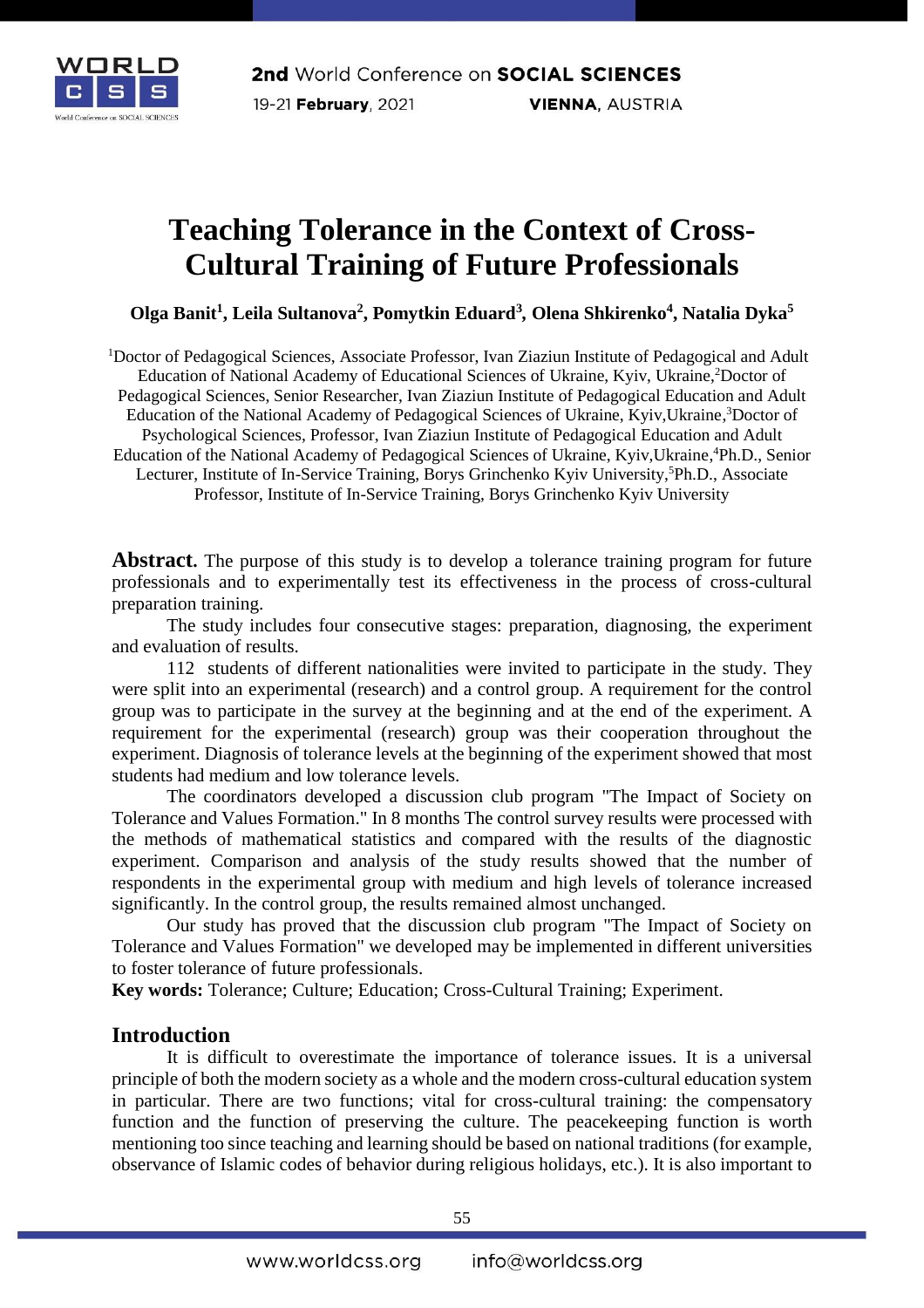# Teaching Tolerance in the Context of Cross-Cultural Training of Future Professionals

**Olga Banit[1], Leila Sultanova[2], Pomytkin Eduard[3], Olena Shkirenko[4], Natalia Dyka[5]**

[1]Doctor of Pedagogical Sciences, Associate Professor, Ivan Ziaziun Institute of Pedagogical and Adult Education of National Academy of Educational Sciences of Ukraine, Kyiv, Ukraine,[2]Doctor of Pedagogical Sciences, Senior Researcher, Ivan Ziaziun Institute of Pedagogical Education and Adult Education of the National Academy of Pedagogical Sciences of Ukraine, Kyiv,Ukraine,[3]Doctor of Psychological Sciences, Professor, Ivan Ziaziun Institute of Pedagogical Education and Adult Education of the National Academy of Pedagogical Sciences of Ukraine, Kyiv,Ukraine,[4]Ph.D., Senior Lecturer, Institute of In-Service Training, Borys Grinchenko Kyiv University,[5]Ph.D., Associate Professor, Institute of In-Service Training, Borys Grinchenko Kyiv University

**Abstract.** The purpose of this study is to develop a tolerance training program for future professionals and to experimentally test its effectiveness in the process of cross-cultural preparation training.

The study includes four consecutive stages: preparation, diagnosing, the experiment and evaluation of results.

112 students of different nationalities were invited to participate in the study. They were split into an experimental (research) and a control group. A requirement for the control group was to participate in the survey at the beginning and at the end of the experiment. A requirement for the experimental (research) group was their cooperation throughout the experiment. Diagnosis of tolerance levels at the beginning of the experiment showed that most students had medium and low tolerance levels.

The coordinators developed a discussion club program "The Impact of Society on Tolerance and Values Formation." In 8 months The control survey results were processed with the methods of mathematical statistics and compared with the results of the diagnostic experiment. Comparison and analysis of the study results showed that the number of respondents in the experimental group with medium and high levels of tolerance increased significantly. In the control group, the results remained almost unchanged.

Our study has proved that the discussion club program "The Impact of Society on Tolerance and Values Formation" we developed may be implemented in different universities to foster tolerance of future professionals.

**Key words:** Tolerance; Culture; Education; Cross-Cultural Training; Experiment.

## Introduction

It is difficult to overestimate the importance of tolerance issues. It is a universal principle of both the modern society as a whole and the modern cross-cultural education system in particular. There are two functions; vital for cross-cultural training: the compensatory function and the function of preserving the culture. The peacekeeping function is worth mentioning too since teaching and learning should be based on national traditions (for example, observance of Islamic codes of behavior during religious holidays, etc.). It is also important to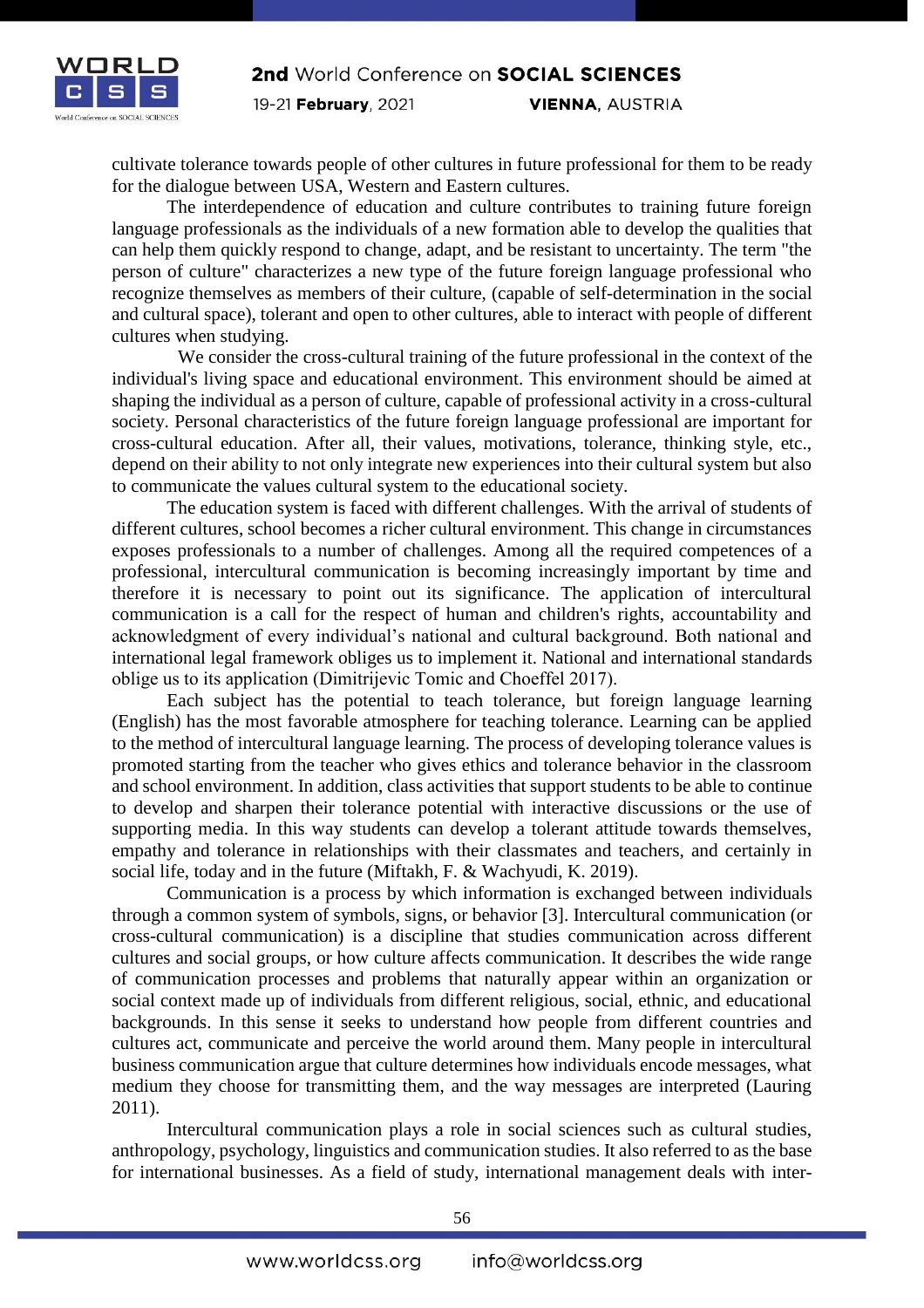cultivate tolerance towards people of other cultures in future professional for them to be ready for the dialogue between USA, Western and Eastern cultures.

The interdependence of education and culture contributes to training future foreign language professionals as the individuals of a new formation able to develop the qualities that can help them quickly respond to change, adapt, and be resistant to uncertainty. The term "the person of culture" characterizes a new type of the future foreign language professional who recognize themselves as members of their culture, (capable of self-determination in the social and cultural space), tolerant and open to other cultures, able to interact with people of different cultures when studying.

We consider the cross-cultural training of the future professional in the context of the individual's living space and educational environment. This environment should be aimed at shaping the individual as a person of culture, capable of professional activity in a cross-cultural society. Personal characteristics of the future foreign language professional are important for cross-cultural education. After all, their values, motivations, tolerance, thinking style, etc., depend on their ability to not only integrate new experiences into their cultural system but also to communicate the values cultural system to the educational society.

The education system is faced with different challenges. With the arrival of students of different cultures, school becomes a richer cultural environment. This change in circumstances exposes professionals to a number of challenges. Among all the required competences of a professional, intercultural communication is becoming increasingly important by time and therefore it is necessary to point out its significance. The application of intercultural communication is a call for the respect of human and children's rights, accountability and acknowledgment of every individual's national and cultural background. Both national and international legal framework obliges us to implement it. National and international standards oblige us to its application (Dimitrijevic Tomic and Choeffel 2017).

Each subject has the potential to teach tolerance, but foreign language learning (English) has the most favorable atmosphere for teaching tolerance. Learning can be applied to the method of intercultural language learning. The process of developing tolerance values is promoted starting from the teacher who gives ethics and tolerance behavior in the classroom and school environment. In addition, class activities that support students to be able to continue to develop and sharpen their tolerance potential with interactive discussions or the use of supporting media. In this way students can develop a tolerant attitude towards themselves, empathy and tolerance in relationships with their classmates and teachers, and certainly in social life, today and in the future (Miftakh, F. & Wachyudi, K. 2019).

Communication is a process by which information is exchanged between individuals through a common system of symbols, signs, or behavior [3]. Intercultural communication (or cross-cultural communication) is a discipline that studies communication across different cultures and social groups, or how culture affects communication. It describes the wide range of communication processes and problems that naturally appear within an organization or social context made up of individuals from different religious, social, ethnic, and educational backgrounds. In this sense it seeks to understand how people from different countries and cultures act, communicate and perceive the world around them. Many people in intercultural business communication argue that culture determines how individuals encode messages, what medium they choose for transmitting them, and the way messages are interpreted (Lauring 2011).

Intercultural communication plays a role in social sciences such as cultural studies, anthropology, psychology, linguistics and communication studies. It also referred to as the base for international businesses. As a field of study, international management deals with inter-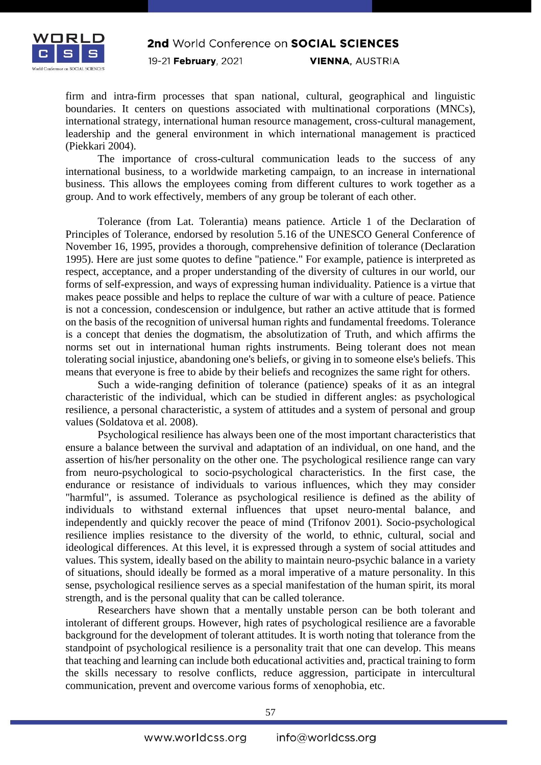firm and intra-firm processes that span national, cultural, geographical and linguistic boundaries. It centers on questions associated with multinational corporations (MNCs), international strategy, international human resource management, cross-cultural management, leadership and the general environment in which international management is practiced (Piekkari 2004).

The importance of cross-cultural communication leads to the success of any international business, to a worldwide marketing campaign, to an increase in international business. This allows the employees coming from different cultures to work together as a group. And to work effectively, members of any group be tolerant of each other.

Tolerance (from Lat. Tolerantia) means patience. Article 1 of the Declaration of Principles of Tolerance, endorsed by resolution 5.16 of the UNESCO General Conference of November 16, 1995, provides a thorough, comprehensive definition of tolerance (Declaration 1995). Here are just some quotes to define "patience." For example, patience is interpreted as respect, acceptance, and a proper understanding of the diversity of cultures in our world, our forms of self-expression, and ways of expressing human individuality. Patience is a virtue that makes peace possible and helps to replace the culture of war with a culture of peace. Patience is not a concession, condescension or indulgence, but rather an active attitude that is formed on the basis of the recognition of universal human rights and fundamental freedoms. Tolerance is a concept that denies the dogmatism, the absolutization of Truth, and which affirms the norms set out in international human rights instruments. Being tolerant does not mean tolerating social injustice, abandoning one's beliefs, or giving in to someone else's beliefs. This means that everyone is free to abide by their beliefs and recognizes the same right for others.

Such a wide-ranging definition of tolerance (patience) speaks of it as an integral characteristic of the individual, which can be studied in different angles: as psychological resilience, a personal characteristic, a system of attitudes and a system of personal and group values (Soldatova et al. 2008).

Psychological resilience has always been one of the most important characteristics that ensure a balance between the survival and adaptation of an individual, on one hand, and the assertion of his/her personality on the other one. The psychological resilience range can vary from neuro-psychological to socio-psychological characteristics. In the first case, the endurance or resistance of individuals to various influences, which they may consider "harmful", is assumed. Tolerance as psychological resilience is defined as the ability of individuals to withstand external influences that upset neuro-mental balance, and independently and quickly recover the peace of mind (Trifonov 2001). Socio-psychological resilience implies resistance to the diversity of the world, to ethnic, cultural, social and ideological differences. At this level, it is expressed through a system of social attitudes and values. This system, ideally based on the ability to maintain neuro-psychic balance in a variety of situations, should ideally be formed as a moral imperative of a mature personality. In this sense, psychological resilience serves as a special manifestation of the human spirit, its moral strength, and is the personal quality that can be called tolerance.

Researchers have shown that a mentally unstable person can be both tolerant and intolerant of different groups. However, high rates of psychological resilience are a favorable background for the development of tolerant attitudes. It is worth noting that tolerance from the standpoint of psychological resilience is a personality trait that one can develop. This means that teaching and learning can include both educational activities and, practical training to form the skills necessary to resolve conflicts, reduce aggression, participate in intercultural communication, prevent and overcome various forms of xenophobia, etc.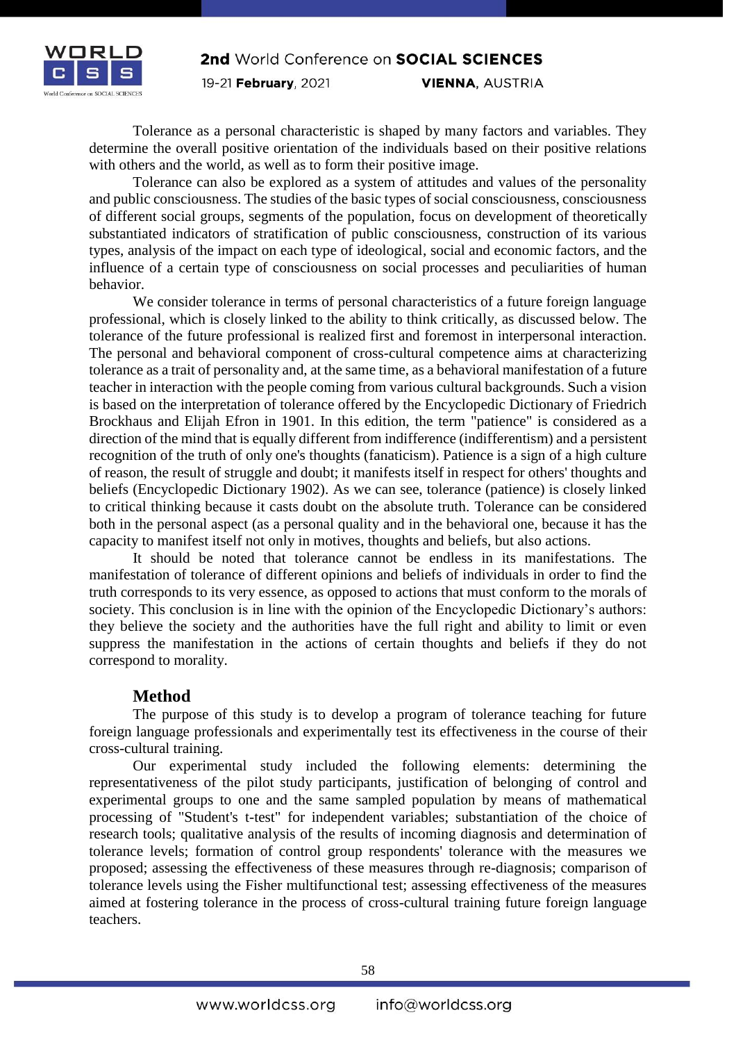Tolerance as a personal characteristic is shaped by many factors and variables. They determine the overall positive orientation of the individuals based on their positive relations with others and the world, as well as to form their positive image.

Tolerance can also be explored as a system of attitudes and values of the personality and public consciousness. The studies of the basic types of social consciousness, consciousness of different social groups, segments of the population, focus on development of theoretically substantiated indicators of stratification of public consciousness, construction of its various types, analysis of the impact on each type of ideological, social and economic factors, and the influence of a certain type of consciousness on social processes and peculiarities of human behavior.

We consider tolerance in terms of personal characteristics of a future foreign language professional, which is closely linked to the ability to think critically, as discussed below. The tolerance of the future professional is realized first and foremost in interpersonal interaction. The personal and behavioral component of cross-cultural competence aims at characterizing tolerance as a trait of personality and, at the same time, as a behavioral manifestation of a future teacher in interaction with the people coming from various cultural backgrounds. Such a vision is based on the interpretation of tolerance offered by the Encyclopedic Dictionary of Friedrich Brockhaus and Elijah Efron in 1901. In this edition, the term "patience" is considered as a direction of the mind that is equally different from indifference (indifferentism) and a persistent recognition of the truth of only one's thoughts (fanaticism). Patience is a sign of a high culture of reason, the result of struggle and doubt; it manifests itself in respect for others' thoughts and beliefs (Encyclopedic Dictionary 1902). As we can see, tolerance (patience) is closely linked to critical thinking because it casts doubt on the absolute truth. Tolerance can be considered both in the personal aspect (as a personal quality and in the behavioral one, because it has the capacity to manifest itself not only in motives, thoughts and beliefs, but also actions.

It should be noted that tolerance cannot be endless in its manifestations. The manifestation of tolerance of different opinions and beliefs of individuals in order to find the truth corresponds to its very essence, as opposed to actions that must conform to the morals of society. This conclusion is in line with the opinion of the Encyclopedic Dictionary's authors: they believe the society and the authorities have the full right and ability to limit or even suppress the manifestation in the actions of certain thoughts and beliefs if they do not correspond to morality.

## Method

The purpose of this study is to develop a program of tolerance teaching for future foreign language professionals and experimentally test its effectiveness in the course of their cross-cultural training.

Our experimental study included the following elements: determining the representativeness of the pilot study participants, justification of belonging of control and experimental groups to one and the same sampled population by means of mathematical processing of "Student's t-test" for independent variables; substantiation of the choice of research tools; qualitative analysis of the results of incoming diagnosis and determination of tolerance levels; formation of control group respondents' tolerance with the measures we proposed; assessing the effectiveness of these measures through re-diagnosis; comparison of tolerance levels using the Fisher multifunctional test; assessing effectiveness of the measures aimed at fostering tolerance in the process of cross-cultural training future foreign language teachers.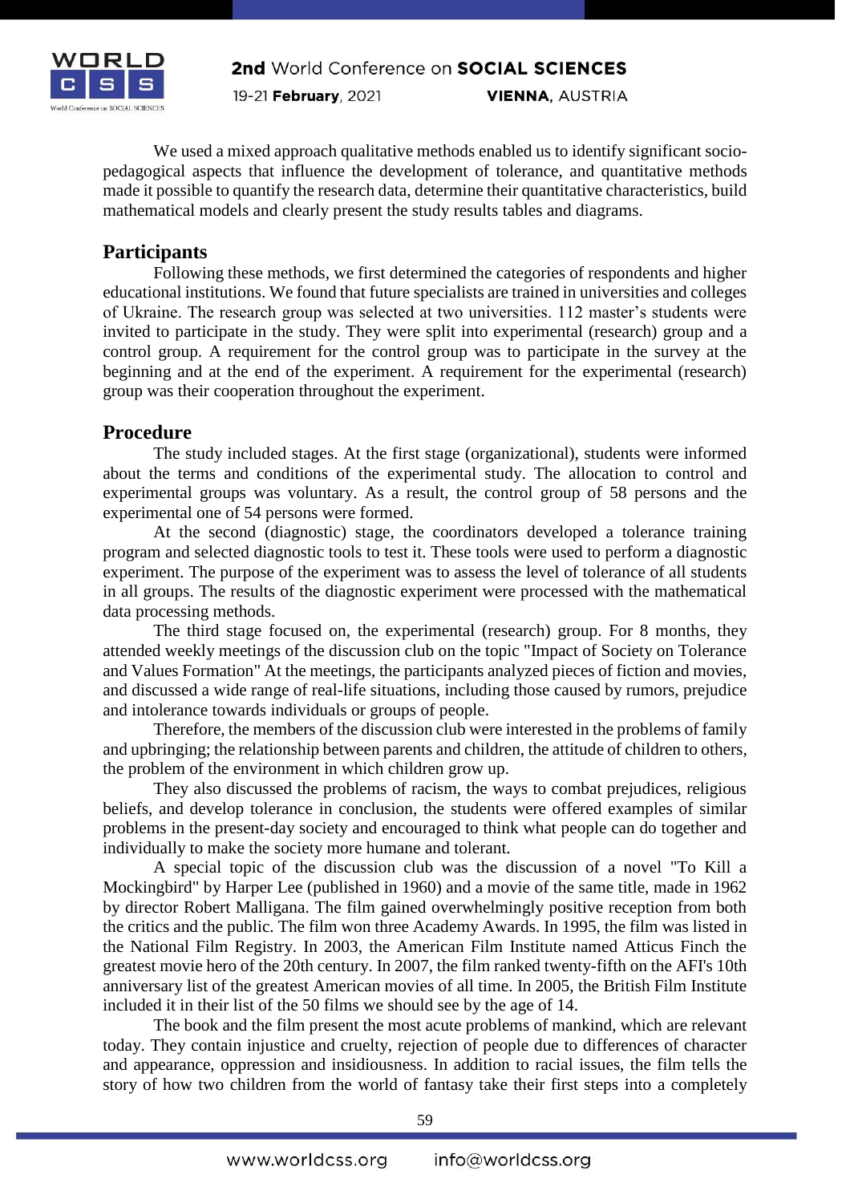We used a mixed approach qualitative methods enabled us to identify significant socio-pedagogical aspects that influence the development of tolerance, and quantitative methods made it possible to quantify the research data, determine their quantitative characteristics, build mathematical models and clearly present the study results tables and diagrams.

## Participants

Following these methods, we first determined the categories of respondents and higher educational institutions. We found that future specialists are trained in universities and colleges of Ukraine. The research group was selected at two universities. 112 master's students were invited to participate in the study. They were split into experimental (research) group and a control group. A requirement for the control group was to participate in the survey at the beginning and at the end of the experiment. A requirement for the experimental (research) group was their cooperation throughout the experiment.

## Procedure

The study included stages. At the first stage (organizational), students were informed about the terms and conditions of the experimental study. The allocation to control and experimental groups was voluntary. As a result, the control group of 58 persons and the experimental one of 54 persons were formed.

At the second (diagnostic) stage, the coordinators developed a tolerance training program and selected diagnostic tools to test it. These tools were used to perform a diagnostic experiment. The purpose of the experiment was to assess the level of tolerance of all students in all groups. The results of the diagnostic experiment were processed with the mathematical data processing methods.

The third stage focused on, the experimental (research) group. For 8 months, they attended weekly meetings of the discussion club on the topic "Impact of Society on Tolerance and Values Formation" At the meetings, the participants analyzed pieces of fiction and movies, and discussed a wide range of real-life situations, including those caused by rumors, prejudice and intolerance towards individuals or groups of people.

Therefore, the members of the discussion club were interested in the problems of family and upbringing; the relationship between parents and children, the attitude of children to others, the problem of the environment in which children grow up.

They also discussed the problems of racism, the ways to combat prejudices, religious beliefs, and develop tolerance in conclusion, the students were offered examples of similar problems in the present-day society and encouraged to think what people can do together and individually to make the society more humane and tolerant.

A special topic of the discussion club was the discussion of a novel "To Kill a Mockingbird" by Harper Lee (published in 1960) and a movie of the same title, made in 1962 by director Robert Malligana. The film gained overwhelmingly positive reception from both the critics and the public. The film won three Academy Awards. In 1995, the film was listed in the National Film Registry. In 2003, the American Film Institute named Atticus Finch the greatest movie hero of the 20th century. In 2007, the film ranked twenty-fifth on the AFI's 10th anniversary list of the greatest American movies of all time. In 2005, the British Film Institute included it in their list of the 50 films we should see by the age of 14.

The book and the film present the most acute problems of mankind, which are relevant today. They contain injustice and cruelty, rejection of people due to differences of character and appearance, oppression and insidiousness. In addition to racial issues, the film tells the story of how two children from the world of fantasy take their first steps into a completely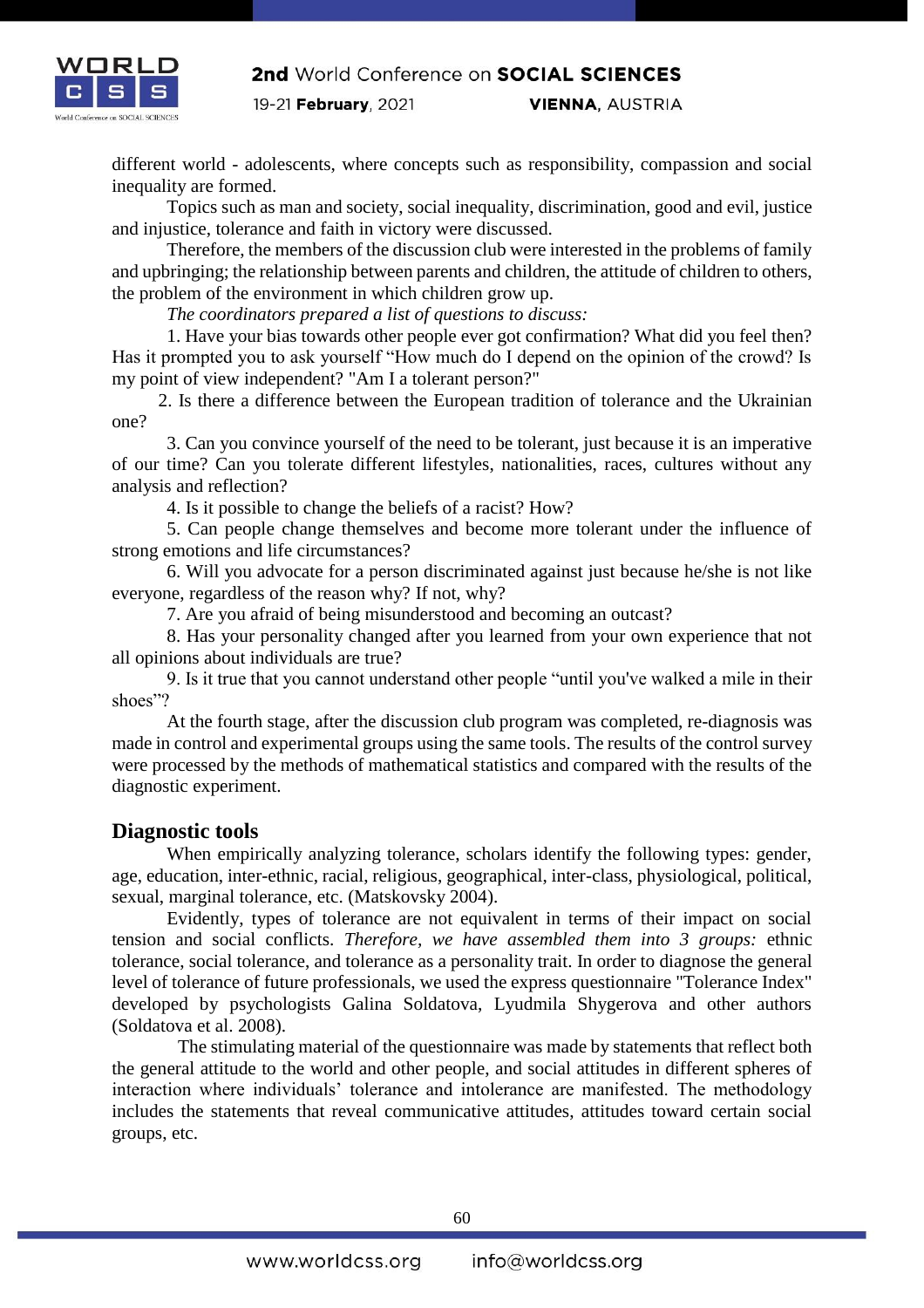different world - adolescents, where concepts such as responsibility, compassion and social inequality are formed.

Topics such as man and society, social inequality, discrimination, good and evil, justice and injustice, tolerance and faith in victory were discussed.

Therefore, the members of the discussion club were interested in the problems of family and upbringing; the relationship between parents and children, the attitude of children to others, the problem of the environment in which children grow up.

*The coordinators prepared a list of questions to discuss:*

1. Have your bias towards other people ever got confirmation? What did you feel then? Has it prompted you to ask yourself "How much do I depend on the opinion of the crowd? Is my point of view independent? "Am I a tolerant person?"
2. Is there a difference between the European tradition of tolerance and the Ukrainian one?
3. Can you convince yourself of the need to be tolerant, just because it is an imperative of our time? Can you tolerate different lifestyles, nationalities, races, cultures without any analysis and reflection?
4. Is it possible to change the beliefs of a racist? How?
5. Can people change themselves and become more tolerant under the influence of strong emotions and life circumstances?
6. Will you advocate for a person discriminated against just because he/she is not like everyone, regardless of the reason why? If not, why?
7. Are you afraid of being misunderstood and becoming an outcast?
8. Has your personality changed after you learned from your own experience that not all opinions about individuals are true?
9. Is it true that you cannot understand other people "until you've walked a mile in their shoes"?

At the fourth stage, after the discussion club program was completed, re-diagnosis was made in control and experimental groups using the same tools. The results of the control survey were processed by the methods of mathematical statistics and compared with the results of the diagnostic experiment.

## Diagnostic tools

When empirically analyzing tolerance, scholars identify the following types: gender, age, education, inter-ethnic, racial, religious, geographical, inter-class, physiological, political, sexual, marginal tolerance, etc. (Matskovsky 2004).

Evidently, types of tolerance are not equivalent in terms of their impact on social tension and social conflicts. *Therefore, we have assembled them into 3 groups:* ethnic tolerance, social tolerance, and tolerance as a personality trait. In order to diagnose the general level of tolerance of future professionals, we used the express questionnaire "Tolerance Index" developed by psychologists Galina Soldatova, Lyudmila Shygerova and other authors (Soldatova et al. 2008).

The stimulating material of the questionnaire was made by statements that reflect both the general attitude to the world and other people, and social attitudes in different spheres of interaction where individuals' tolerance and intolerance are manifested. The methodology includes the statements that reveal communicative attitudes, attitudes toward certain social groups, etc.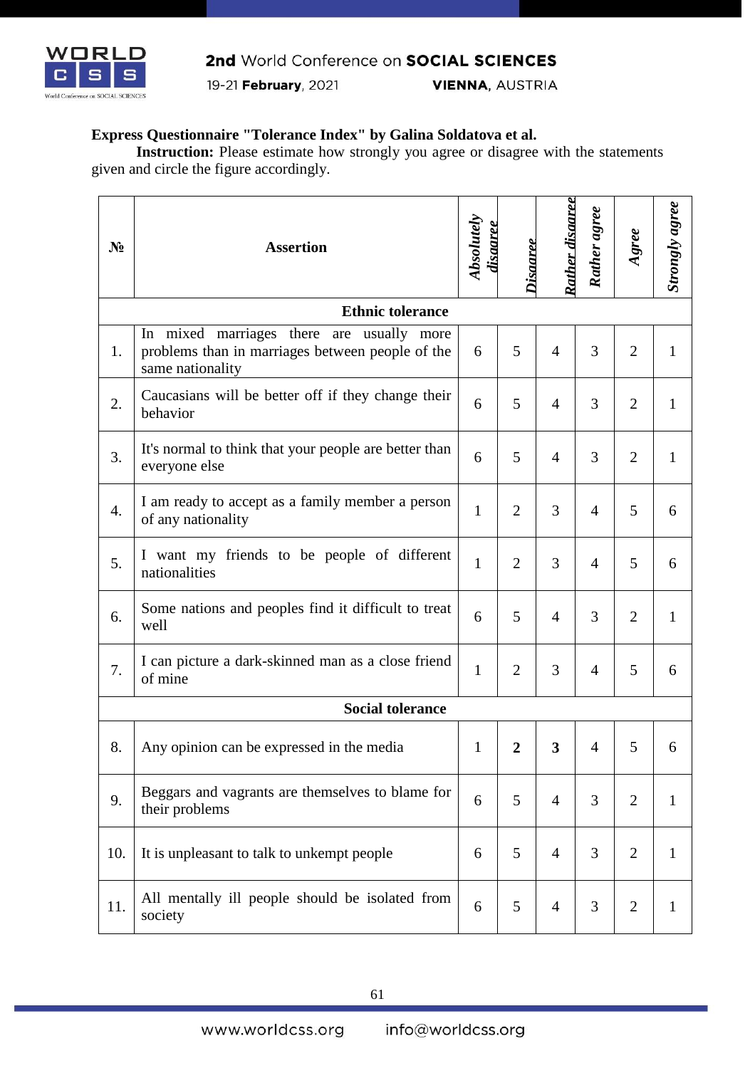**Express Questionnaire "Tolerance Index" by Galina Soldatova et al.**

**Instruction:** Please estimate how strongly you agree or disagree with the statements given and circle the figure accordingly.

| № | Assertion | *Absolutely disagree* | *Disagree* | *Rather disagree* | *Rather agree* | *Agree* | *Strongly agree* |
|---|---|---|---|---|---|---|---|
| **Ethnic tolerance** | | | | | | | |
| 1. | In mixed marriages there are usually more problems than in marriages between people of the same nationality | 6 | 5 | 4 | 3 | 2 | 1 |
| 2. | Caucasians will be better off if they change their behavior | 6 | 5 | 4 | 3 | 2 | 1 |
| 3. | It's normal to think that your people are better than everyone else | 6 | 5 | 4 | 3 | 2 | 1 |
| 4. | I am ready to accept as a family member a person of any nationality | 1 | 2 | 3 | 4 | 5 | 6 |
| 5. | I want my friends to be people of different nationalities | 1 | 2 | 3 | 4 | 5 | 6 |
| 6. | Some nations and peoples find it difficult to treat well | 6 | 5 | 4 | 3 | 2 | 1 |
| 7. | I can picture a dark-skinned man as a close friend of mine | 1 | 2 | 3 | 4 | 5 | 6 |
| **Social tolerance** | | | | | | | |
| 8. | Any opinion can be expressed in the media | 1 | **2** | **3** | 4 | 5 | 6 |
| 9. | Beggars and vagrants are themselves to blame for their problems | 6 | 5 | 4 | 3 | 2 | 1 |
| 10. | It is unpleasant to talk to unkempt people | 6 | 5 | 4 | 3 | 2 | 1 |
| 11. | All mentally ill people should be isolated from society | 6 | 5 | 4 | 3 | 2 | 1 |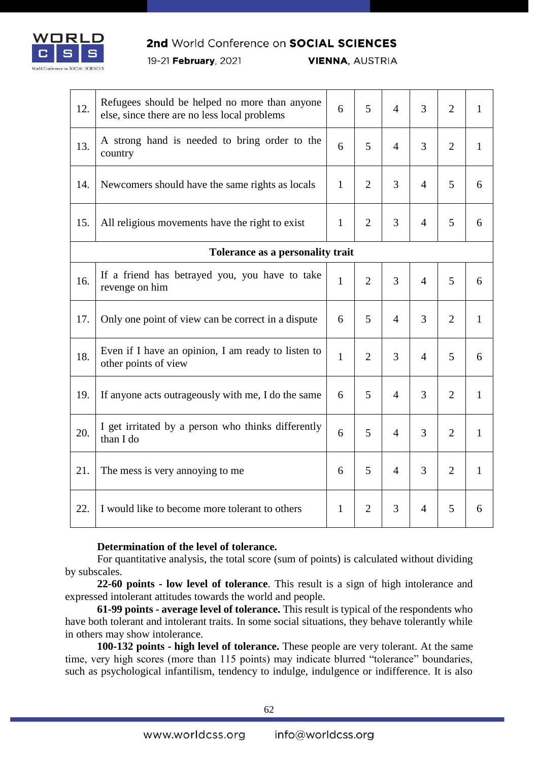| | | | | | | | |
|---|---|---|---|---|---|---|---|
| 12. | Refugees should be helped no more than anyone else, since there are no less local problems | 6 | 5 | 4 | 3 | 2 | 1 |
| 13. | A strong hand is needed to bring order to the country | 6 | 5 | 4 | 3 | 2 | 1 |
| 14. | Newcomers should have the same rights as locals | 1 | 2 | 3 | 4 | 5 | 6 |
| 15. | All religious movements have the right to exist | 1 | 2 | 3 | 4 | 5 | 6 |
| | **Tolerance as a personality trait** | | | | | | |
| 16. | If a friend has betrayed you, you have to take revenge on him | 1 | 2 | 3 | 4 | 5 | 6 |
| 17. | Only one point of view can be correct in a dispute | 6 | 5 | 4 | 3 | 2 | 1 |
| 18. | Even if I have an opinion, I am ready to listen to other points of view | 1 | 2 | 3 | 4 | 5 | 6 |
| 19. | If anyone acts outrageously with me, I do the same | 6 | 5 | 4 | 3 | 2 | 1 |
| 20. | I get irritated by a person who thinks differently than I do | 6 | 5 | 4 | 3 | 2 | 1 |
| 21. | The mess is very annoying to me | 6 | 5 | 4 | 3 | 2 | 1 |
| 22. | I would like to become more tolerant to others | 1 | 2 | 3 | 4 | 5 | 6 |

**Determination of the level of tolerance.**

For quantitative analysis, the total score (sum of points) is calculated without dividing by subscales.

**22-60 points - low level of tolerance**. This result is a sign of high intolerance and expressed intolerant attitudes towards the world and people.

**61-99 points - average level of tolerance.** This result is typical of the respondents who have both tolerant and intolerant traits. In some social situations, they behave tolerantly while in others may show intolerance.

**100-132 points - high level of tolerance.** These people are very tolerant. At the same time, very high scores (more than 115 points) may indicate blurred "tolerance" boundaries, such as psychological infantilism, tendency to indulge, indulgence or indifference. It is also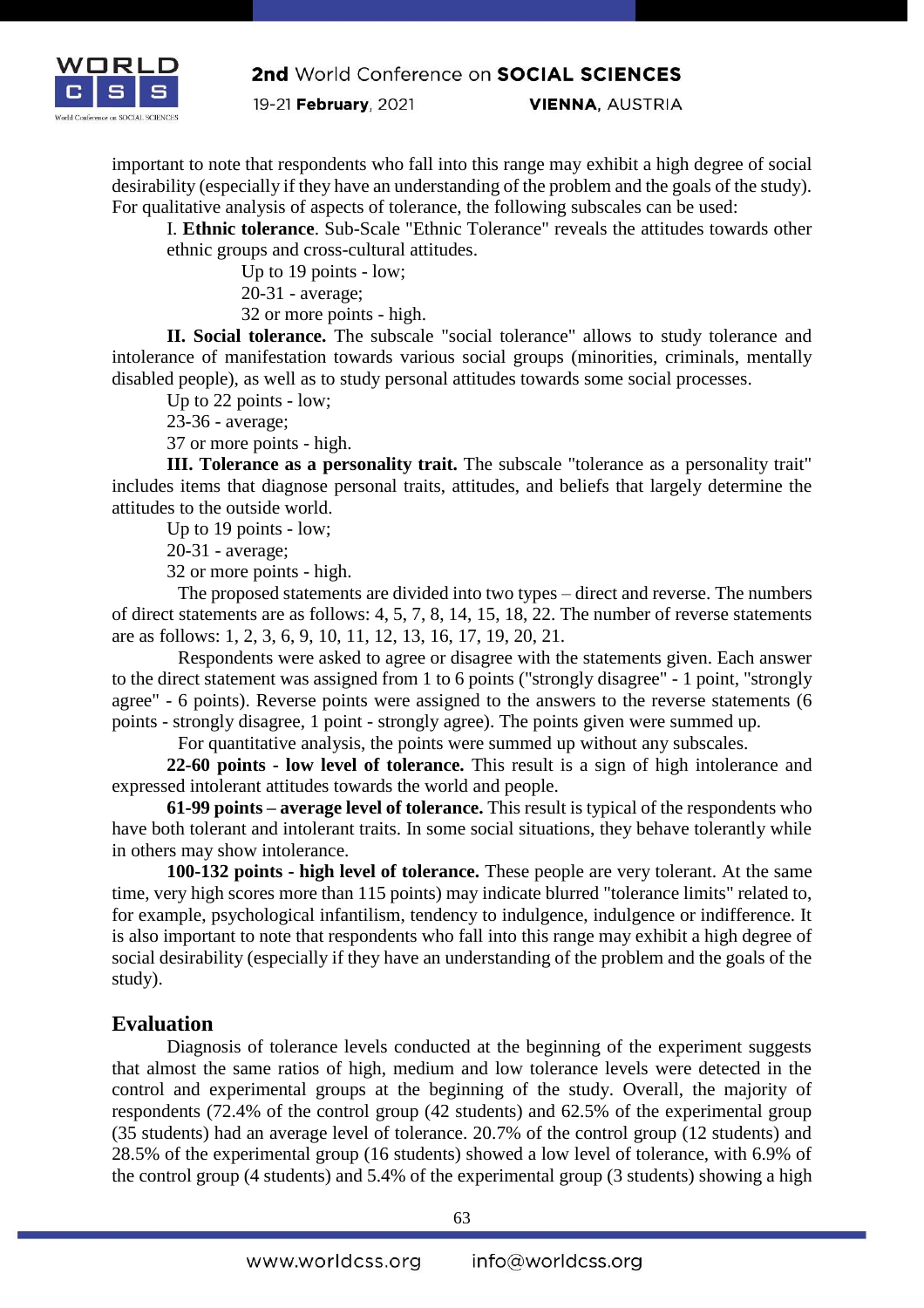important to note that respondents who fall into this range may exhibit a high degree of social desirability (especially if they have an understanding of the problem and the goals of the study). For qualitative analysis of aspects of tolerance, the following subscales can be used:

I. **Ethnic tolerance**. Sub-Scale "Ethnic Tolerance" reveals the attitudes towards other ethnic groups and cross-cultural attitudes.

Up to 19 points - low;
20-31 - average;
32 or more points - high.

**II. Social tolerance.** The subscale "social tolerance" allows to study tolerance and intolerance of manifestation towards various social groups (minorities, criminals, mentally disabled people), as well as to study personal attitudes towards some social processes.

Up to 22 points - low;
23-36 - average;
37 or more points - high.

**III. Tolerance as a personality trait.** The subscale "tolerance as a personality trait" includes items that diagnose personal traits, attitudes, and beliefs that largely determine the attitudes to the outside world.

Up to 19 points - low;
20-31 - average;
32 or more points - high.

The proposed statements are divided into two types – direct and reverse. The numbers of direct statements are as follows: 4, 5, 7, 8, 14, 15, 18, 22. The number of reverse statements are as follows: 1, 2, 3, 6, 9, 10, 11, 12, 13, 16, 17, 19, 20, 21.

Respondents were asked to agree or disagree with the statements given. Each answer to the direct statement was assigned from 1 to 6 points ("strongly disagree" - 1 point, "strongly agree" - 6 points). Reverse points were assigned to the answers to the reverse statements (6 points - strongly disagree, 1 point - strongly agree). The points given were summed up.

For quantitative analysis, the points were summed up without any subscales.

**22-60 points - low level of tolerance.** This result is a sign of high intolerance and expressed intolerant attitudes towards the world and people.

**61-99 points – average level of tolerance.** This result is typical of the respondents who have both tolerant and intolerant traits. In some social situations, they behave tolerantly while in others may show intolerance.

**100-132 points - high level of tolerance.** These people are very tolerant. At the same time, very high scores more than 115 points) may indicate blurred "tolerance limits" related to, for example, psychological infantilism, tendency to indulgence, indulgence or indifference. It is also important to note that respondents who fall into this range may exhibit a high degree of social desirability (especially if they have an understanding of the problem and the goals of the study).

## Evaluation

Diagnosis of tolerance levels conducted at the beginning of the experiment suggests that almost the same ratios of high, medium and low tolerance levels were detected in the control and experimental groups at the beginning of the study. Overall, the majority of respondents (72.4% of the control group (42 students) and 62.5% of the experimental group (35 students) had an average level of tolerance. 20.7% of the control group (12 students) and 28.5% of the experimental group (16 students) showed a low level of tolerance, with 6.9% of the control group (4 students) and 5.4% of the experimental group (3 students) showing a high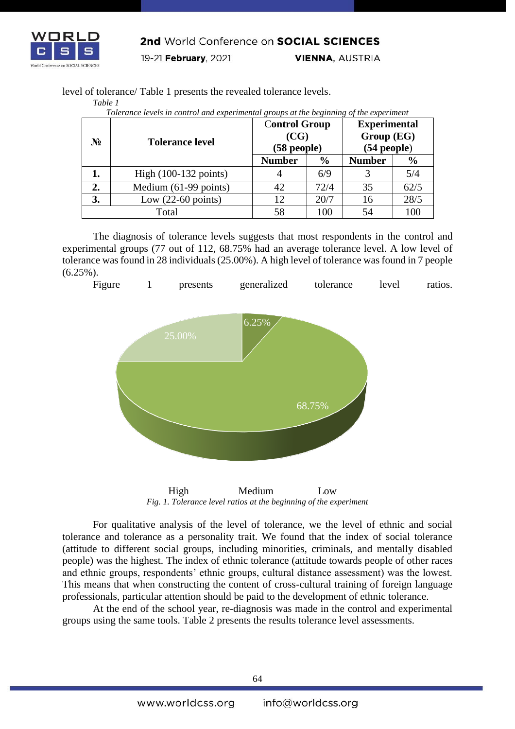level of tolerance/ Table 1 presents the revealed tolerance levels.

*Table 1*

*Tolerance levels in control and experimental groups at the beginning of the experiment*

| № | Tolerance level | Control Group (CG) (58 people) | | Experimental Group (EG) (54 people) | |
|---|---|---|---|---|---|
| | | Number | % | Number | % |
| 1. | High (100-132 points) | 4 | 6/9 | 3 | 5/4 |
| 2. | Medium (61-99 points) | 42 | 72/4 | 35 | 62/5 |
| 3. | Low (22-60 points) | 12 | 20/7 | 16 | 28/5 |
| Total | | 58 | 100 | 54 | 100 |

The diagnosis of tolerance levels suggests that most respondents in the control and experimental groups (77 out of 112, 68.75% had an average tolerance level. A low level of tolerance was found in 28 individuals (25.00%). A high level of tolerance was found in 7 people (6.25%).

Figure 1 presents generalized tolerance level ratios.

6.25%
25.00%
68.75%

High Medium Low

*Fig. 1. Tolerance level ratios at the beginning of the experiment*

For qualitative analysis of the level of tolerance, we the level of ethnic and social tolerance and tolerance as a personality trait. We found that the index of social tolerance (attitude to different social groups, including minorities, criminals, and mentally disabled people) was the highest. The index of ethnic tolerance (attitude towards people of other races and ethnic groups, respondents' ethnic groups, cultural distance assessment) was the lowest. This means that when constructing the content of cross-cultural training of foreign language professionals, particular attention should be paid to the development of ethnic tolerance.

At the end of the school year, re-diagnosis was made in the control and experimental groups using the same tools. Table 2 presents the results tolerance level assessments.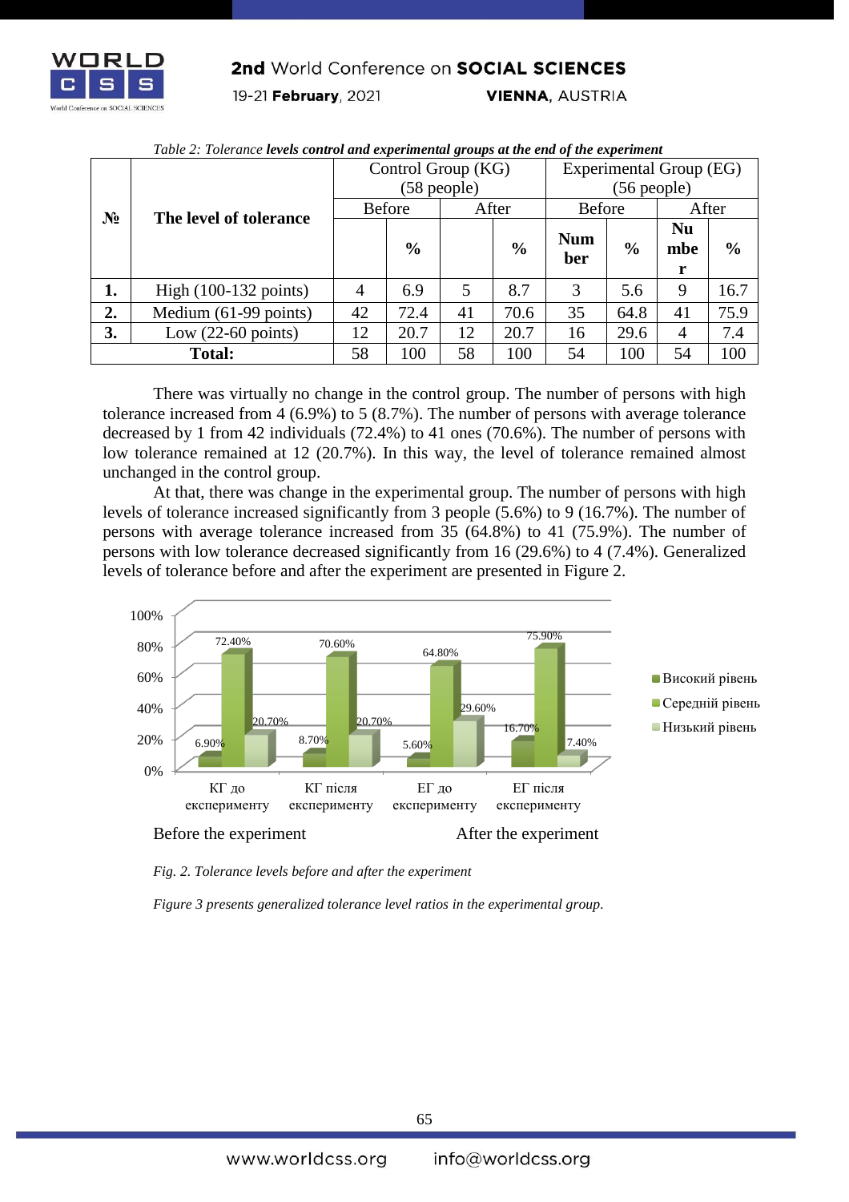*Table 2: Tolerance* ***levels control and experimental groups at the end of the experiment***

| № | The level of tolerance | Control Group (KG) (58 people) | | | | Experimental Group (EG) (56 people) | | | |
|---|---|---|---|---|---|---|---|---|---|
| | | Before | | After | | Before | | After | |
| | | | % | | % | Number | % | Number | % |
| **1.** | High (100-132 points) | 4 | 6.9 | 5 | 8.7 | 3 | 5.6 | 9 | 16.7 |
| **2.** | Medium (61-99 points) | 42 | 72.4 | 41 | 70.6 | 35 | 64.8 | 41 | 75.9 |
| **3.** | Low (22-60 points) | 12 | 20.7 | 12 | 20.7 | 16 | 29.6 | 4 | 7.4 |
| **Total:** | | 58 | 100 | 58 | 100 | 54 | 100 | 54 | 100 |

There was virtually no change in the control group. The number of persons with high tolerance increased from 4 (6.9%) to 5 (8.7%). The number of persons with average tolerance decreased by 1 from 42 individuals (72.4%) to 41 ones (70.6%). The number of persons with low tolerance remained at 12 (20.7%). In this way, the level of tolerance remained almost unchanged in the control group.

At that, there was change in the experimental group. The number of persons with high levels of tolerance increased significantly from 3 people (5.6%) to 9 (16.7%). The number of persons with average tolerance increased from 35 (64.8%) to 41 (75.9%). The number of persons with low tolerance decreased significantly from 16 (29.6%) to 4 (7.4%). Generalized levels of tolerance before and after the experiment are presented in Figure 2.

Before the experiment After the experiment

*Fig. 2. Tolerance levels before and after the experiment*

*Figure 3 presents generalized tolerance level ratios in the experimental group.*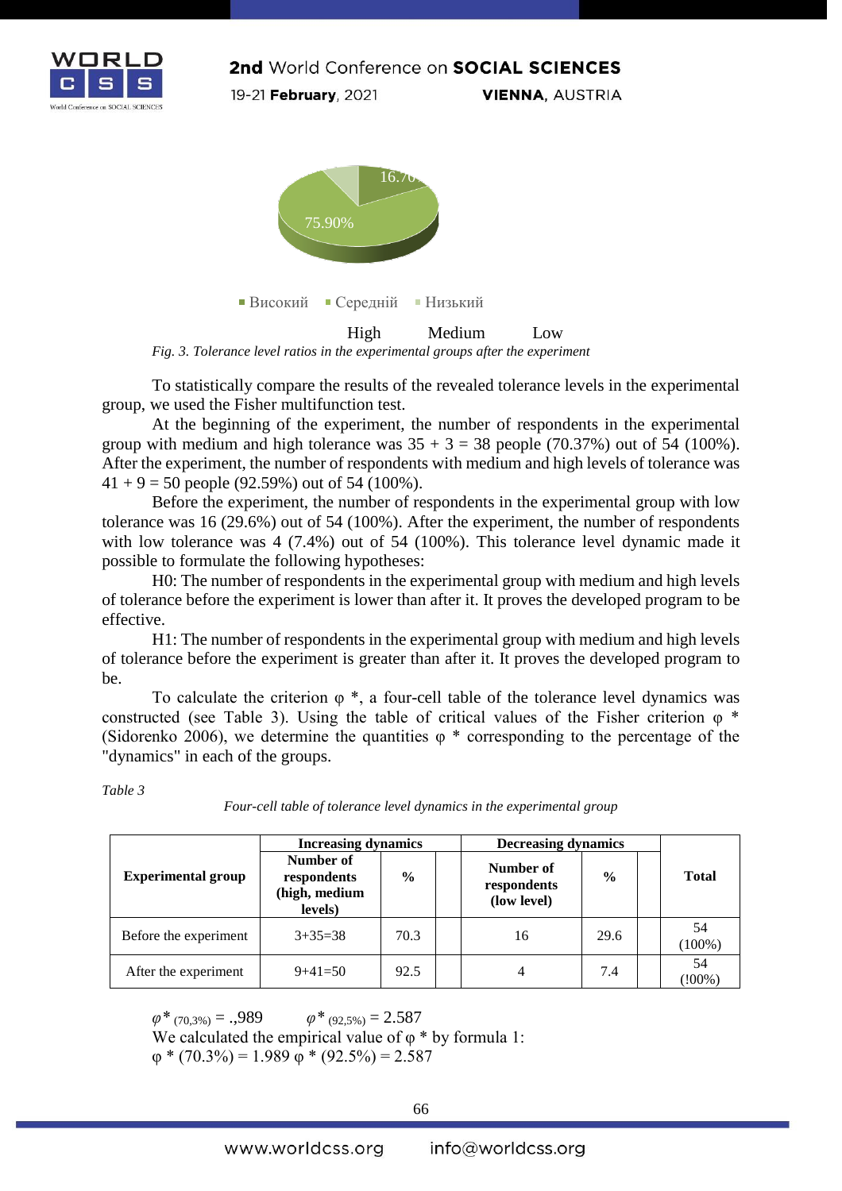Високий Середній Низький

High Medium Low

*Fig. 3. Tolerance level ratios in the experimental groups after the experiment*

To statistically compare the results of the revealed tolerance levels in the experimental group, we used the Fisher multifunction test.

At the beginning of the experiment, the number of respondents in the experimental group with medium and high tolerance was 35 + 3 = 38 people (70.37%) out of 54 (100%). After the experiment, the number of respondents with medium and high levels of tolerance was 41 + 9 = 50 people (92.59%) out of 54 (100%).

Before the experiment, the number of respondents in the experimental group with low tolerance was 16 (29.6%) out of 54 (100%). After the experiment, the number of respondents with low tolerance was 4 (7.4%) out of 54 (100%). This tolerance level dynamic made it possible to formulate the following hypotheses:

H0: The number of respondents in the experimental group with medium and high levels of tolerance before the experiment is lower than after it. It proves the developed program to be effective.

H1: The number of respondents in the experimental group with medium and high levels of tolerance before the experiment is greater than after it. It proves the developed program to be.

To calculate the criterion φ *, a four-cell table of the tolerance level dynamics was constructed (see Table 3). Using the table of critical values of the Fisher criterion φ * (Sidorenko 2006), we determine the quantities φ * corresponding to the percentage of the "dynamics" in each of the groups.

*Table 3*

*Four-cell table of tolerance level dynamics in the experimental group*

| Experimental group | Increasing dynamics | | | Decreasing dynamics | | | Total |
|---|---|---|---|---|---|---|---|
| | Number of respondents (high, medium levels) | % | | Number of respondents (low level) | % | | |
| Before the experiment | 3+35=38 | 70.3 | | 16 | 29.6 | | 54 (100%) |
| After the experiment | 9+41=50 | 92.5 | | 4 | 7.4 | | 54 (!00%) |

$\varphi^*_{(70,3\%)}$ = .,989 $\varphi^*_{(92,5\%)}$ = 2.587

We calculated the empirical value of φ * by formula 1:

φ * (70.3%) = 1.989 φ * (92.5%) = 2.587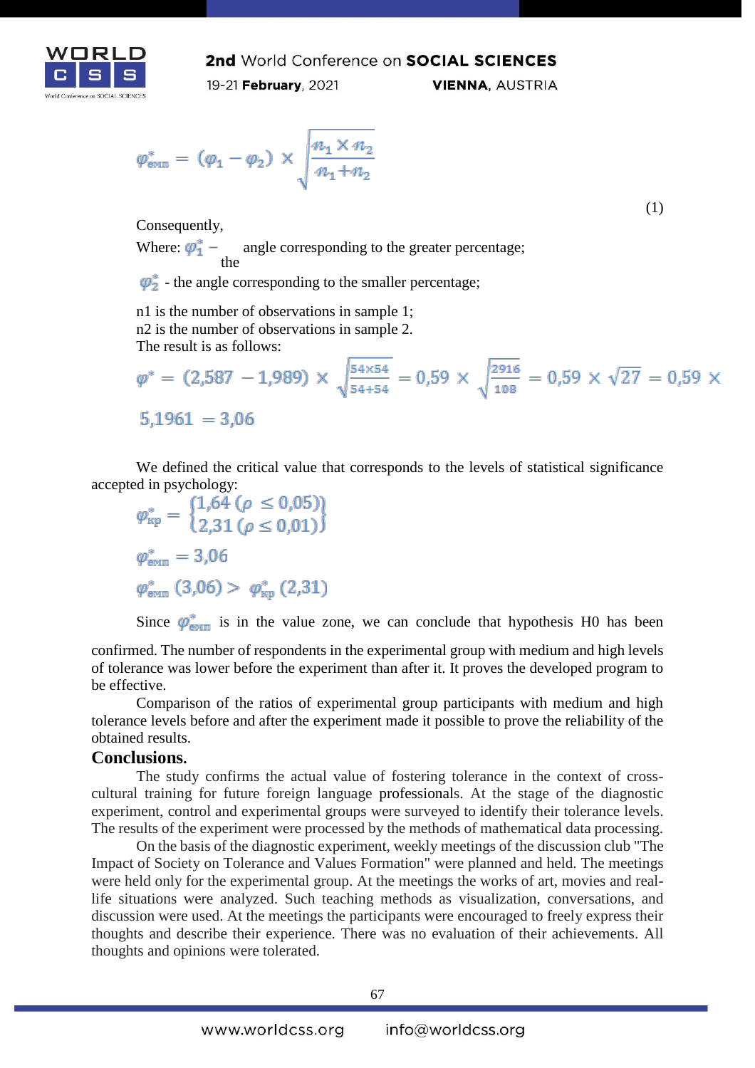$$\varphi^*_{\text{емп}} = (\varphi_1 - \varphi_2) \times \sqrt{\frac{n_1 \times n_2}{n_1 + n_2}} \quad (1)$$

Consequently,

Where: $\varphi^*_1$ – the angle corresponding to the greater percentage;

$\varphi^*_2$ - the angle corresponding to the smaller percentage;

n1 is the number of observations in sample 1;
n2 is the number of observations in sample 2.
The result is as follows:

$$\varphi^* = (2{,}587 - 1{,}989) \times \sqrt{\frac{54 \times 54}{54 + 54}} = 0{,}59 \times \sqrt{\frac{2916}{108}} = 0{,}59 \times \sqrt{27} = 0{,}59 \times 5{,}1961 = 3{,}06$$

We defined the critical value that corresponds to the levels of statistical significance accepted in psychology:

$$\varphi^*_{\text{кр}} = \begin{Bmatrix} 1{,}64\ (\rho \leq 0{,}05) \\ 2{,}31\ (\rho \leq 0{,}01) \end{Bmatrix}$$

$$\varphi^*_{\text{емп}} = 3{,}06$$

$$\varphi^*_{\text{емп}}\ (3{,}06) > \varphi^*_{\text{кр}}\ (2{,}31)$$

Since $\varphi^*_{\text{емп}}$ is in the value zone, we can conclude that hypothesis H0 has been confirmed. The number of respondents in the experimental group with medium and high levels of tolerance was lower before the experiment than after it. It proves the developed program to be effective.

Comparison of the ratios of experimental group participants with medium and high tolerance levels before and after the experiment made it possible to prove the reliability of the obtained results.

## Conclusions.

The study confirms the actual value of fostering tolerance in the context of cross-cultural training for future foreign language professionals. At the stage of the diagnostic experiment, control and experimental groups were surveyed to identify their tolerance levels. The results of the experiment were processed by the methods of mathematical data processing.

On the basis of the diagnostic experiment, weekly meetings of the discussion club "The Impact of Society on Tolerance and Values Formation" were planned and held. The meetings were held only for the experimental group. At the meetings the works of art, movies and real-life situations were analyzed. Such teaching methods as visualization, conversations, and discussion were used. At the meetings the participants were encouraged to freely express their thoughts and describe their experience. There was no evaluation of their achievements. All thoughts and opinions were tolerated.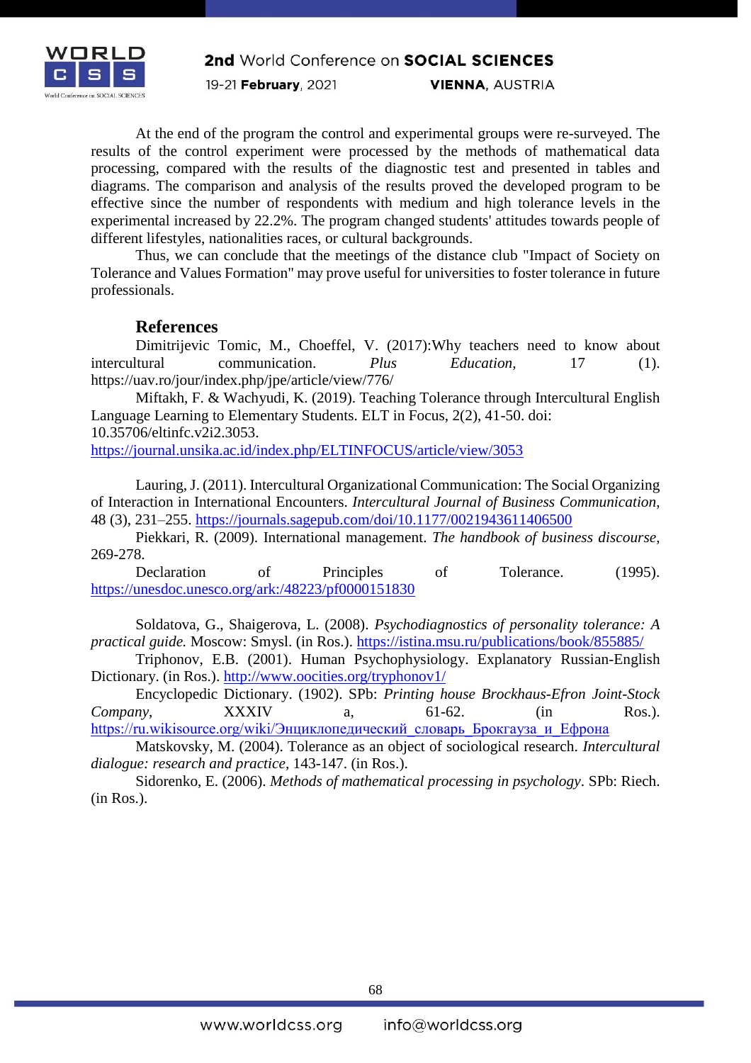At the end of the program the control and experimental groups were re-surveyed. The results of the control experiment were processed by the methods of mathematical data processing, compared with the results of the diagnostic test and presented in tables and diagrams. The comparison and analysis of the results proved the developed program to be effective since the number of respondents with medium and high tolerance levels in the experimental increased by 22.2%. The program changed students' attitudes towards people of different lifestyles, nationalities races, or cultural backgrounds.

Thus, we can conclude that the meetings of the distance club "Impact of Society on Tolerance and Values Formation" may prove useful for universities to foster tolerance in future professionals.

## References

Dimitrijevic Tomic, M., Choeffel, V. (2017):Why teachers need to know about intercultural communication. *Plus Education,* 17 (1). https://uav.ro/jour/index.php/jpe/article/view/776/

Miftakh, F. & Wachyudi, K. (2019). Teaching Tolerance through Intercultural English Language Learning to Elementary Students. ELT in Focus, 2(2), 41-50. doi: 10.35706/eltinfc.v2i2.3053. https://journal.unsika.ac.id/index.php/ELTINFOCUS/article/view/3053

Lauring, J. (2011). Intercultural Organizational Communication: The Social Organizing of Interaction in International Encounters. *Intercultural Journal of Business Communication*, 48 (3), 231–255. https://journals.sagepub.com/doi/10.1177/0021943611406500

Piekkari, R. (2009). International management. *The handbook of business discourse*, 269-278.

Declaration of Principles of Tolerance. (1995). https://unesdoc.unesco.org/ark:/48223/pf0000151830

Soldatova, G., Shaigerova, L. (2008). *Psychodiagnostics of personality tolerance: A practical guide.* Moscow: Smysl. (in Ros.). https://istina.msu.ru/publications/book/855885/

Triphonov, E.B. (2001). Human Psychophysiology. Explanatory Russian-English Dictionary. (in Ros.). http://www.oocities.org/tryphonov1/

Encyclopedic Dictionary. (1902). SPb: *Printing house Brockhaus-Efron Joint-Stock Company*, XXXIV a, 61-62. (in Ros.). https://ru.wikisource.org/wiki/Энциклопедический_словарь_Брокгауза_и_Ефрона

Matskovsky, M. (2004). Tolerance as an object of sociological research. *Intercultural dialogue: research and practice*, 143-147. (in Ros.).

Sidorenko, E. (2006). *Methods of mathematical processing in psychology*. SPb: Riech. (in Ros.).